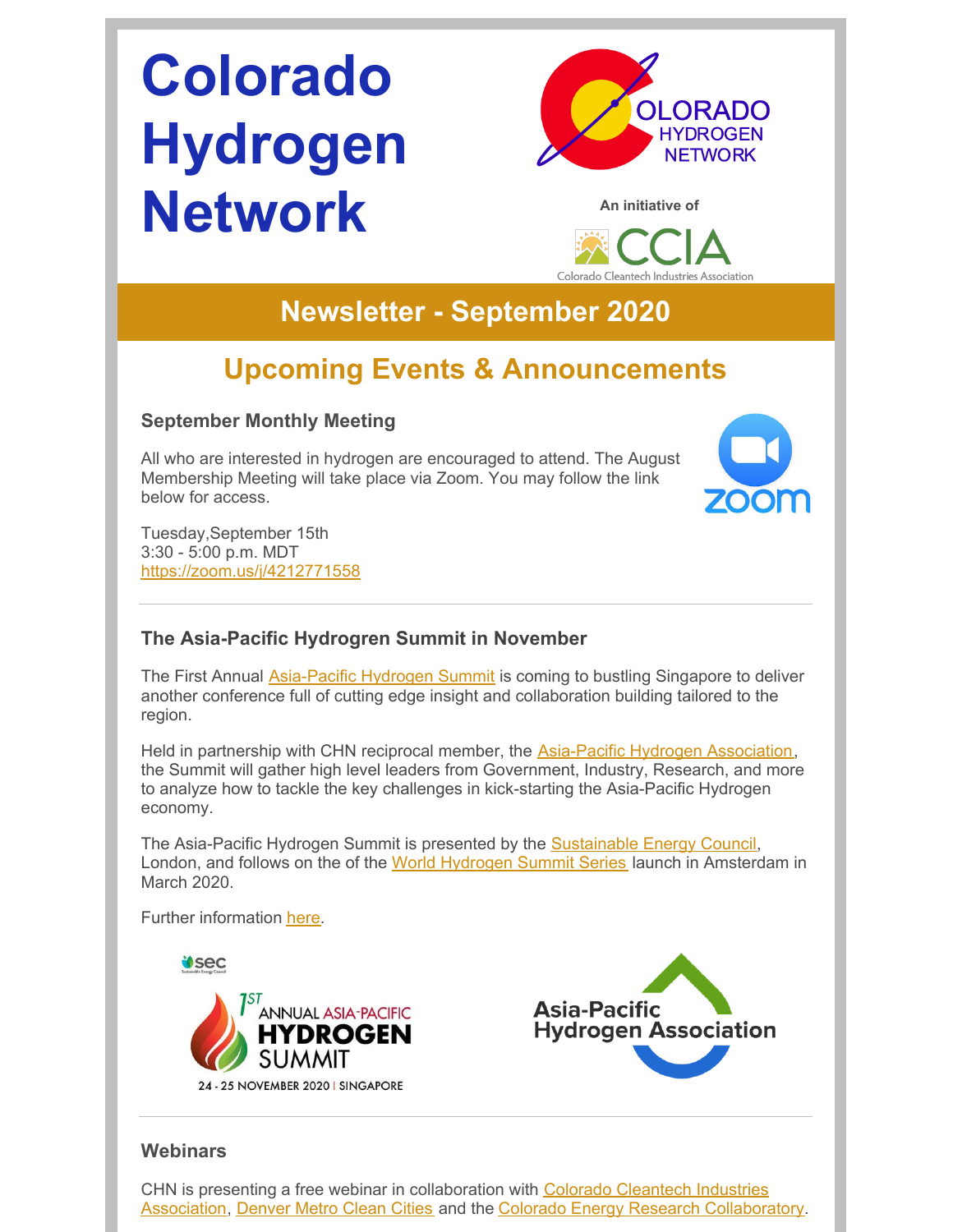# Colorado Hydrogen Network

An initiative of

## Newsletter - September 2020

## Upcoming Events & Announcements

### September Monthly Meeting

All who are interested in hydrogen are encouraged to attend. The August Membership Meeting will take place via Zoom. You may follow the link below for access.

Tuesday,September 15th
3:30 - 5:00 p.m. MDT
https://zoom.us/j/4212771558

---

### The Asia-Pacific Hydrogren Summit in November

The First Annual Asia-Pacific Hydrogen Summit is coming to bustling Singapore to deliver another conference full of cutting edge insight and collaboration building tailored to the region.

Held in partnership with CHN reciprocal member, the Asia-Pacific Hydrogen Association, the Summit will gather high level leaders from Government, Industry, Research, and more to analyze how to tackle the key challenges in kick-starting the Asia-Pacific Hydrogen economy.

The Asia-Pacific Hydrogen Summit is presented by the Sustainable Energy Council, London, and follows on the of the World Hydrogen Summit Series launch in Amsterdam in March 2020.

Further information here.

---

### Webinars

CHN is presenting a free webinar in collaboration with Colorado Cleantech Industries Association, Denver Metro Clean Cities and the Colorado Energy Research Collaboratory.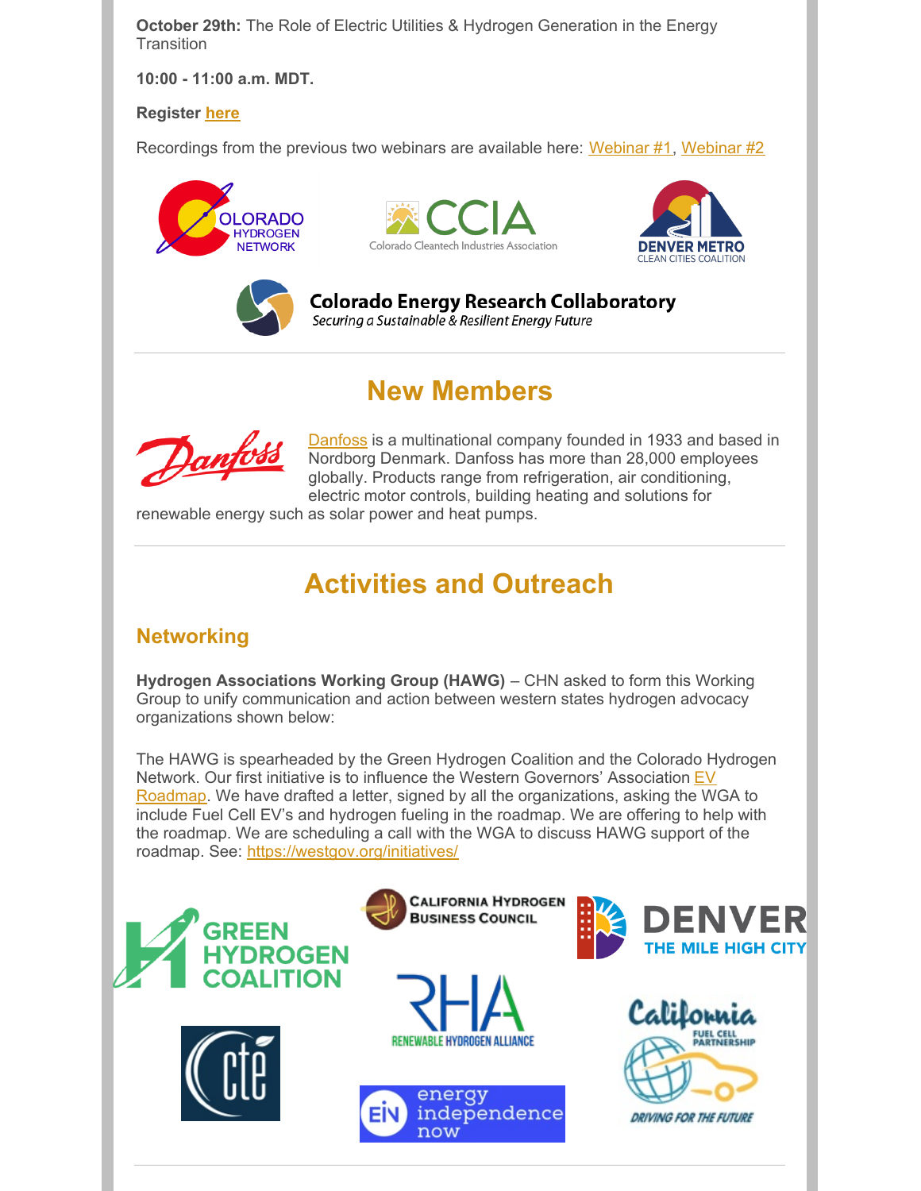**October 29th:** The Role of Electric Utilities & Hydrogen Generation in the Energy Transition

**10:00 - 11:00 a.m. MDT.**

**Register here**

Recordings from the previous two webinars are available here: Webinar #1, Webinar #2

## New Members

Danfoss is a multinational company founded in 1933 and based in Nordborg Denmark. Danfoss has more than 28,000 employees globally. Products range from refrigeration, air conditioning, electric motor controls, building heating and solutions for renewable energy such as solar power and heat pumps.

## Activities and Outreach

### Networking

**Hydrogen Associations Working Group (HAWG)** – CHN asked to form this Working Group to unify communication and action between western states hydrogen advocacy organizations shown below:

The HAWG is spearheaded by the Green Hydrogen Coalition and the Colorado Hydrogen Network. Our first initiative is to influence the Western Governors' Association EV Roadmap. We have drafted a letter, signed by all the organizations, asking the WGA to include Fuel Cell EV's and hydrogen fueling in the roadmap. We are offering to help with the roadmap. We are scheduling a call with the WGA to discuss HAWG support of the roadmap. See: https://westgov.org/initiatives/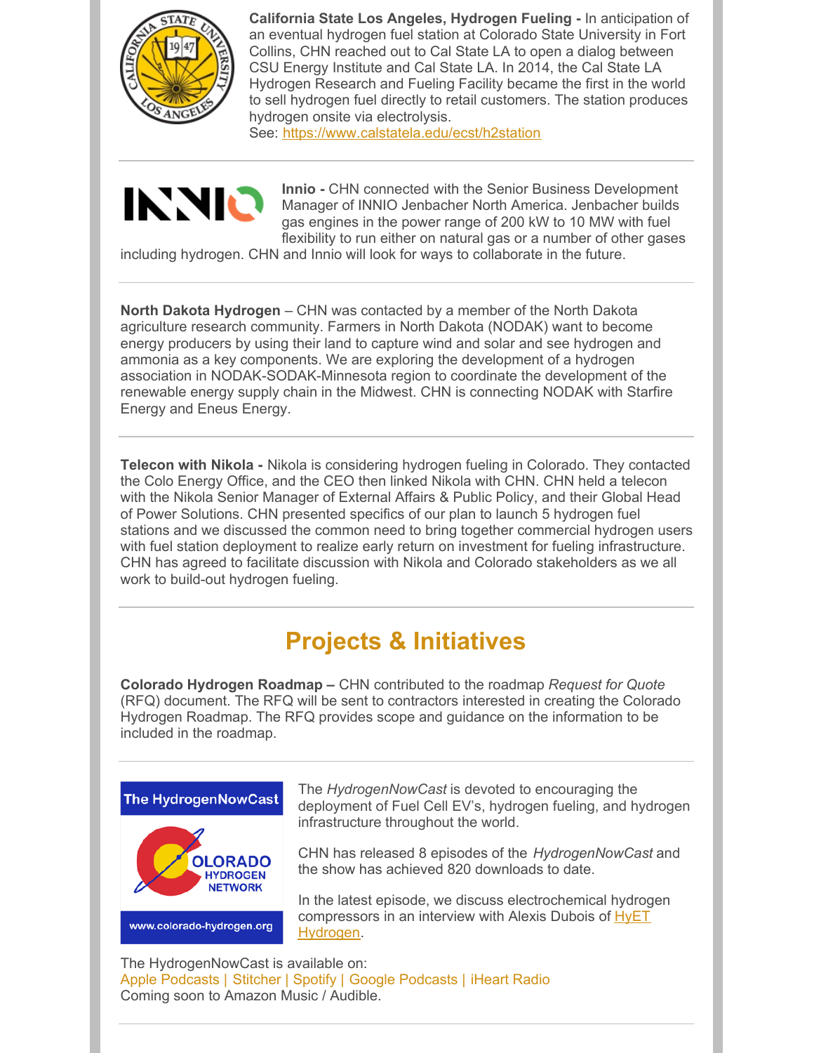**California State Los Angeles, Hydrogen Fueling -** In anticipation of an eventual hydrogen fuel station at Colorado State University in Fort Collins, CHN reached out to Cal State LA to open a dialog between CSU Energy Institute and Cal State LA. In 2014, the Cal State LA Hydrogen Research and Fueling Facility became the first in the world to sell hydrogen fuel directly to retail customers. The station produces hydrogen onsite via electrolysis.
See: https://www.calstatela.edu/ecst/h2station

---

**Innio -** CHN connected with the Senior Business Development Manager of INNIO Jenbacher North America. Jenbacher builds gas engines in the power range of 200 kW to 10 MW with fuel flexibility to run either on natural gas or a number of other gases including hydrogen. CHN and Innio will look for ways to collaborate in the future.

---

**North Dakota Hydrogen** – CHN was contacted by a member of the North Dakota agriculture research community. Farmers in North Dakota (NODAK) want to become energy producers by using their land to capture wind and solar and see hydrogen and ammonia as a key components. We are exploring the development of a hydrogen association in NODAK-SODAK-Minnesota region to coordinate the development of the renewable energy supply chain in the Midwest. CHN is connecting NODAK with Starfire Energy and Eneus Energy.

---

**Telecon with Nikola -** Nikola is considering hydrogen fueling in Colorado. They contacted the Colo Energy Office, and the CEO then linked Nikola with CHN. CHN held a telecon with the Nikola Senior Manager of External Affairs & Public Policy, and their Global Head of Power Solutions. CHN presented specifics of our plan to launch 5 hydrogen fuel stations and we discussed the common need to bring together commercial hydrogen users with fuel station deployment to realize early return on investment for fueling infrastructure. CHN has agreed to facilitate discussion with Nikola and Colorado stakeholders as we all work to build-out hydrogen fueling.

---

## Projects & Initiatives

**Colorado Hydrogen Roadmap –** CHN contributed to the roadmap *Request for Quote* (RFQ) document. The RFQ will be sent to contractors interested in creating the Colorado Hydrogen Roadmap. The RFQ provides scope and guidance on the information to be included in the roadmap.

---

The *HydrogenNowCast* is devoted to encouraging the deployment of Fuel Cell EV's, hydrogen fueling, and hydrogen infrastructure throughout the world.

CHN has released 8 episodes of the *HydrogenNowCast* and the show has achieved 820 downloads to date.

In the latest episode, we discuss electrochemical hydrogen compressors in an interview with Alexis Dubois of HyET Hydrogen.

The HydrogenNowCast is available on:
Apple Podcasts | Stitcher | Spotify | Google Podcasts | iHeart Radio
Coming soon to Amazon Music / Audible.

---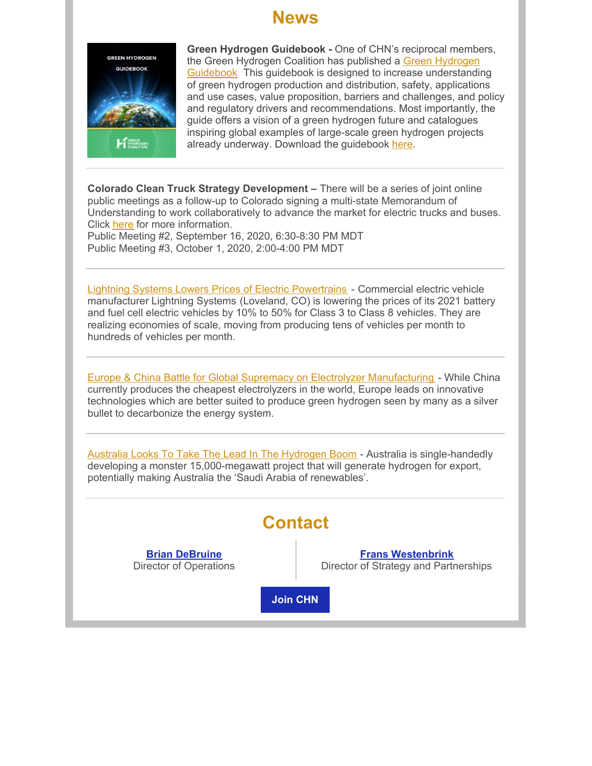# News

**Green Hydrogen Guidebook -** One of CHN's reciprocal members, the Green Hydrogen Coalition has published a Green Hydrogen Guidebook. This guidebook is designed to increase understanding of green hydrogen production and distribution, safety, applications and use cases, value proposition, barriers and challenges, and policy and regulatory drivers and recommendations. Most importantly, the guide offers a vision of a green hydrogen future and catalogues inspiring global examples of large-scale green hydrogen projects already underway. Download the guidebook here.

---

**Colorado Clean Truck Strategy Development –** There will be a series of joint online public meetings as a follow-up to Colorado signing a multi-state Memorandum of Understanding to work collaboratively to advance the market for electric trucks and buses. Click here for more information.
Public Meeting #2, September 16, 2020, 6:30-8:30 PM MDT
Public Meeting #3, October 1, 2020, 2:00-4:00 PM MDT

---

Lightning Systems Lowers Prices of Electric Powertrains - Commercial electric vehicle manufacturer Lightning Systems (Loveland, CO) is lowering the prices of its 2021 battery and fuel cell electric vehicles by 10% to 50% for Class 3 to Class 8 vehicles. They are realizing economies of scale, moving from producing tens of vehicles per month to hundreds of vehicles per month.

---

Europe & China Battle for Global Supremacy on Electrolyzer Manufacturing - While China currently produces the cheapest electrolyzers in the world, Europe leads on innovative technologies which are better suited to produce green hydrogen seen by many as a silver bullet to decarbonize the energy system.

---

Australia Looks To Take The Lead In The Hydrogen Boom - Australia is single-handedly developing a monster 15,000-megawatt project that will generate hydrogen for export, potentially making Australia the 'Saudi Arabia of renewables'.

---

# Contact

**Brian DeBruine**
Director of Operations

**Frans Westenbrink**
Director of Strategy and Partnerships

**Join CHN**